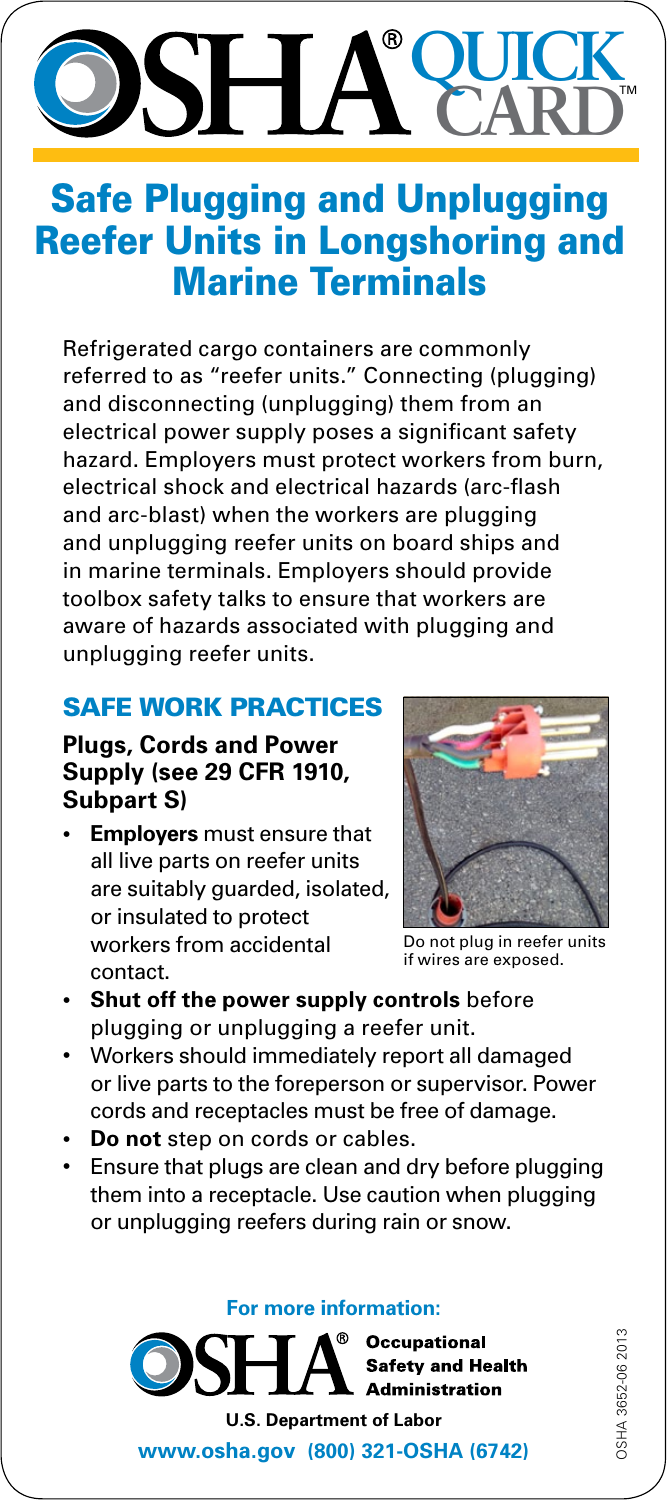# OSHA® QUICK CARD™

## Safe Plugging and Unplugging Reefer Units in Longshoring and Marine Terminals

Refrigerated cargo containers are commonly referred to as "reefer units." Connecting (plugging) and disconnecting (unplugging) them from an electrical power supply poses a significant safety hazard. Employers must protect workers from burn, electrical shock and electrical hazards (arc-flash and arc-blast) when the workers are plugging and unplugging reefer units on board ships and in marine terminals. Employers should provide toolbox safety talks to ensure that workers are aware of hazards associated with plugging and unplugging reefer units.

### SAFE WORK PRACTICES

#### Plugs, Cords and Power Supply (see 29 CFR 1910, Subpart S)

Do not plug in reefer units if wires are exposed.

- **Employers** must ensure that all live parts on reefer units are suitably guarded, isolated, or insulated to protect workers from accidental contact.
- **Shut off the power supply controls** before plugging or unplugging a reefer unit.
- Workers should immediately report all damaged or live parts to the foreperson or supervisor. Power cords and receptacles must be free of damage.
- **Do not** step on cords or cables.
- Ensure that plugs are clean and dry before plugging them into a receptacle. Use caution when plugging or unplugging reefers during rain or snow.

**For more information:**

**OSHA® Occupational Safety and Health Administration**

**U.S. Department of Labor**

**www.osha.gov (800) 321-OSHA (6742)**

OSHA 3652-06 2013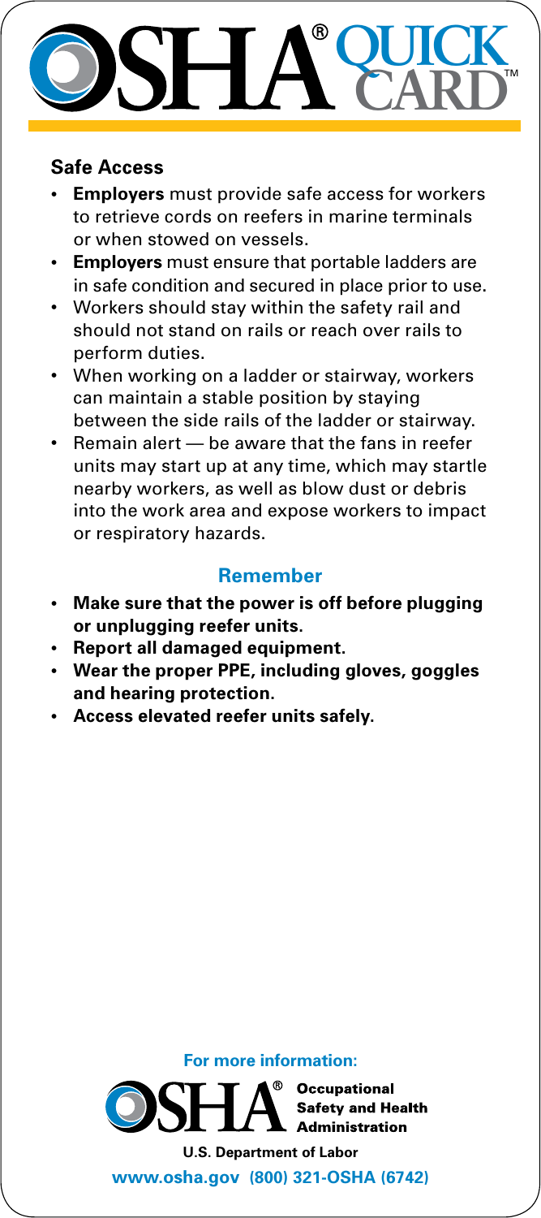# OSHA® QUICK CARD™

## Safe Access

- **Employers** must provide safe access for workers to retrieve cords on reefers in marine terminals or when stowed on vessels.
- **Employers** must ensure that portable ladders are in safe condition and secured in place prior to use.
- Workers should stay within the safety rail and should not stand on rails or reach over rails to perform duties.
- When working on a ladder or stairway, workers can maintain a stable position by staying between the side rails of the ladder or stairway.
- Remain alert — be aware that the fans in reefer units may start up at any time, which may startle nearby workers, as well as blow dust or debris into the work area and expose workers to impact or respiratory hazards.

## Remember

- **Make sure that the power is off before plugging or unplugging reefer units.**
- **Report all damaged equipment.**
- **Wear the proper PPE, including gloves, goggles and hearing protection.**
- **Access elevated reefer units safely.**

**For more information:**

OSHA® Occupational Safety and Health Administration

**U.S. Department of Labor**

**www.osha.gov (800) 321-OSHA (6742)**